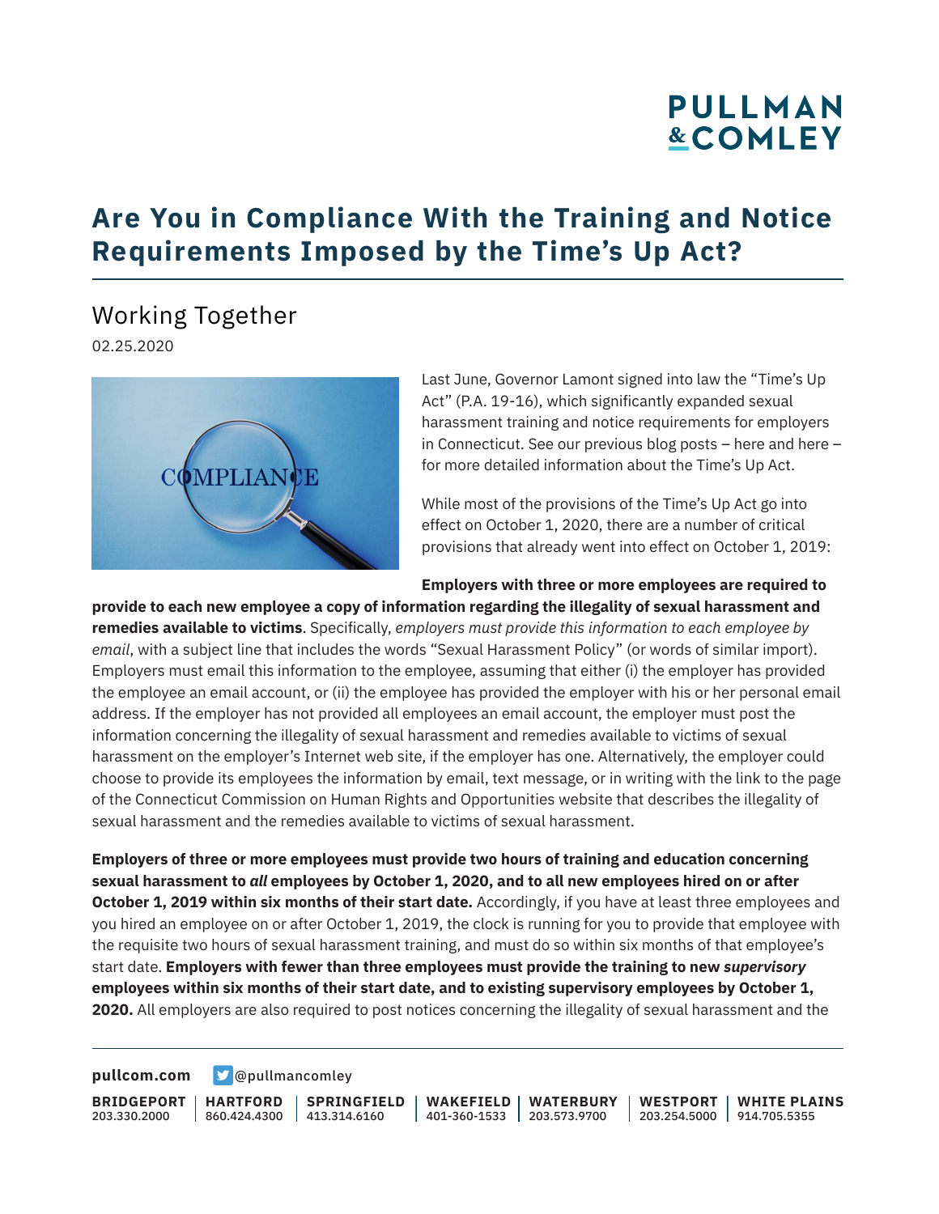# Are You in Compliance With the Training and Notice Requirements Imposed by the Time's Up Act?

## Working Together

02.25.2020

Last June, Governor Lamont signed into law the "Time's Up Act" (P.A. 19-16), which significantly expanded sexual harassment training and notice requirements for employers in Connecticut. See our previous blog posts – here and here – for more detailed information about the Time's Up Act.

While most of the provisions of the Time's Up Act go into effect on October 1, 2020, there are a number of critical provisions that already went into effect on October 1, 2019:

**Employers with three or more employees are required to provide to each new employee a copy of information regarding the illegality of sexual harassment and remedies available to victims**. Specifically, *employers must provide this information to each employee by email*, with a subject line that includes the words "Sexual Harassment Policy" (or words of similar import). Employers must email this information to the employee, assuming that either (i) the employer has provided the employee an email account, or (ii) the employee has provided the employer with his or her personal email address. If the employer has not provided all employees an email account, the employer must post the information concerning the illegality of sexual harassment and remedies available to victims of sexual harassment on the employer's Internet web site, if the employer has one. Alternatively, the employer could choose to provide its employees the information by email, text message, or in writing with the link to the page of the Connecticut Commission on Human Rights and Opportunities website that describes the illegality of sexual harassment and the remedies available to victims of sexual harassment.

**Employers of three or more employees must provide two hours of training and education concerning sexual harassment to *all* employees by October 1, 2020, and to all new employees hired on or after October 1, 2019 within six months of their start date.** Accordingly, if you have at least three employees and you hired an employee on or after October 1, 2019, the clock is running for you to provide that employee with the requisite two hours of sexual harassment training, and must do so within six months of that employee's start date. **Employers with fewer than three employees must provide the training to new *supervisory* employees within six months of their start date, and to existing supervisory employees by October 1, 2020.** All employers are also required to post notices concerning the illegality of sexual harassment and the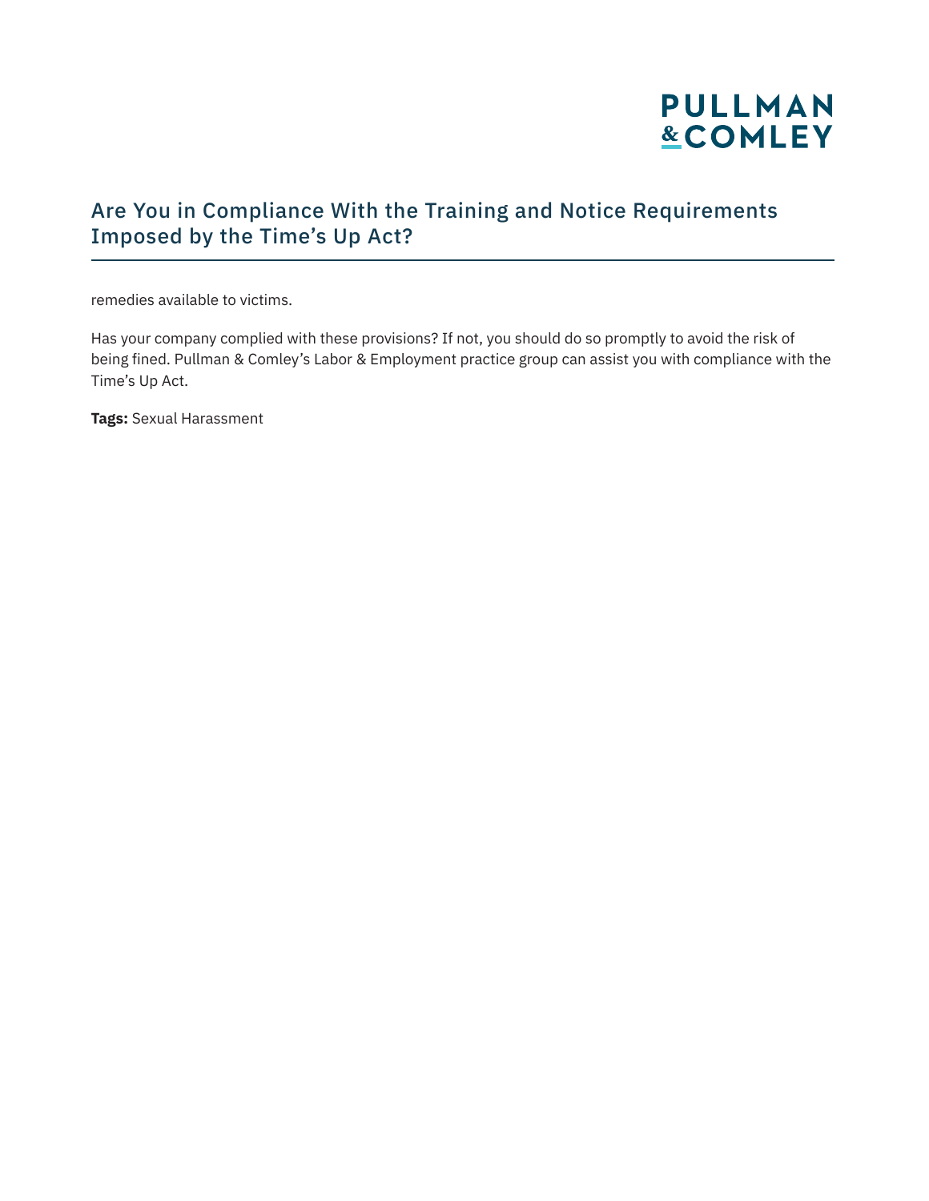remedies available to victims.

Has your company complied with these provisions? If not, you should do so promptly to avoid the risk of being fined. Pullman & Comley's Labor & Employment practice group can assist you with compliance with the Time's Up Act.

**Tags:** Sexual Harassment